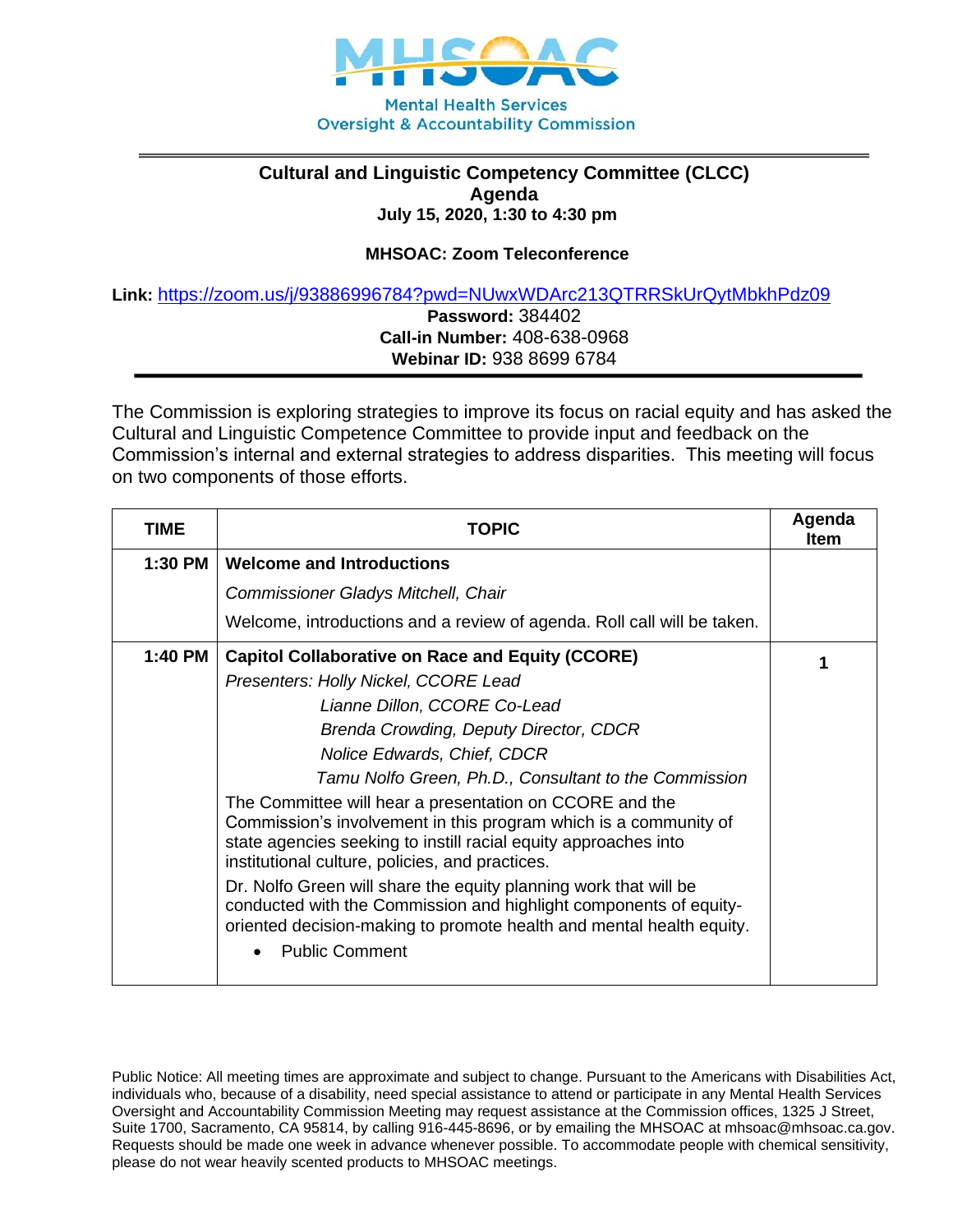Mental Health Services Oversight & Accountability Commission

**Cultural and Linguistic Competency Committee (CLCC)**
**Agenda**
**July 15, 2020, 1:30 to 4:30 pm**

**MHSOAC: Zoom Teleconference**

**Link:** https://zoom.us/j/93886996784?pwd=NUwxWDArc213QTRRSkUrQytMbkhPdz09
**Password:** 384402
**Call-in Number:** 408-638-0968
**Webinar ID:** 938 8699 6784

The Commission is exploring strategies to improve its focus on racial equity and has asked the Cultural and Linguistic Competence Committee to provide input and feedback on the Commission's internal and external strategies to address disparities. This meeting will focus on two components of those efforts.

| TIME | TOPIC | Agenda Item |
|---|---|---|
| 1:30 PM | **Welcome and Introductions**<br>*Commissioner Gladys Mitchell, Chair*<br>Welcome, introductions and a review of agenda. Roll call will be taken. | |
| 1:40 PM | **Capitol Collaborative on Race and Equity (CCORE)**<br>*Presenters: Holly Nickel, CCORE Lead*<br>*Lianne Dillon, CCORE Co-Lead*<br>*Brenda Crowding, Deputy Director, CDCR*<br>*Nolice Edwards, Chief, CDCR*<br>*Tamu Nolfo Green, Ph.D., Consultant to the Commission*<br>The Committee will hear a presentation on CCORE and the Commission's involvement in this program which is a community of state agencies seeking to instill racial equity approaches into institutional culture, policies, and practices.<br>Dr. Nolfo Green will share the equity planning work that will be conducted with the Commission and highlight components of equity-oriented decision-making to promote health and mental health equity.<br>• Public Comment | 1 |

Public Notice: All meeting times are approximate and subject to change. Pursuant to the Americans with Disabilities Act, individuals who, because of a disability, need special assistance to attend or participate in any Mental Health Services Oversight and Accountability Commission Meeting may request assistance at the Commission offices, 1325 J Street, Suite 1700, Sacramento, CA 95814, by calling 916-445-8696, or by emailing the MHSOAC at mhsoac@mhsoac.ca.gov. Requests should be made one week in advance whenever possible. To accommodate people with chemical sensitivity, please do not wear heavily scented products to MHSOAC meetings.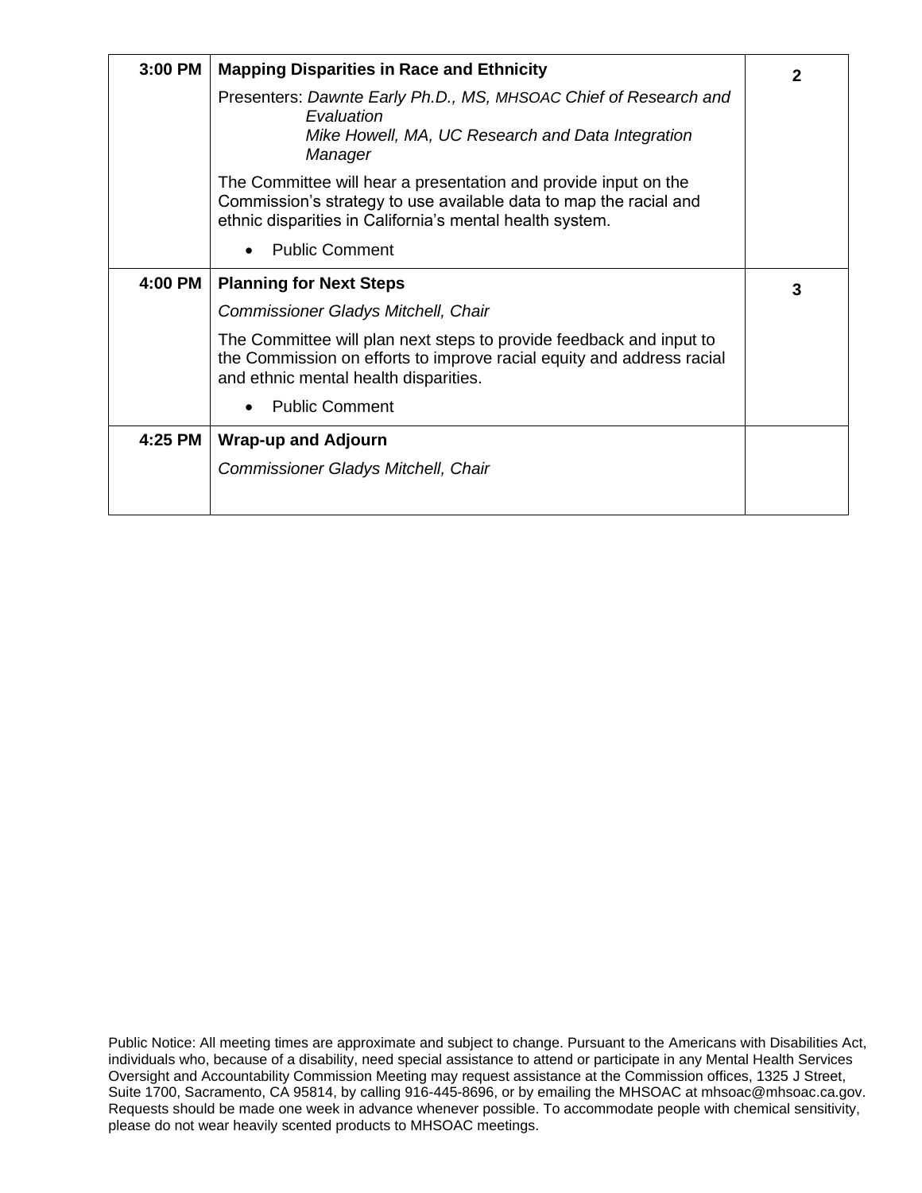| | | |
|---|---|---|
| **3:00 PM** | **Mapping Disparities in Race and Ethnicity**<br><br>Presenters: *Dawnte Early Ph.D., MS, MHSOAC Chief of Research and Evaluation*<br>*Mike Howell, MA, UC Research and Data Integration Manager*<br><br>The Committee will hear a presentation and provide input on the Commission's strategy to use available data to map the racial and ethnic disparities in California's mental health system.<br><br>• Public Comment | **2** |
| **4:00 PM** | **Planning for Next Steps**<br><br>*Commissioner Gladys Mitchell, Chair*<br><br>The Committee will plan next steps to provide feedback and input to the Commission on efforts to improve racial equity and address racial and ethnic mental health disparities.<br><br>• Public Comment | **3** |
| **4:25 PM** | **Wrap-up and Adjourn**<br><br>*Commissioner Gladys Mitchell, Chair* | |

Public Notice: All meeting times are approximate and subject to change. Pursuant to the Americans with Disabilities Act, individuals who, because of a disability, need special assistance to attend or participate in any Mental Health Services Oversight and Accountability Commission Meeting may request assistance at the Commission offices, 1325 J Street, Suite 1700, Sacramento, CA 95814, by calling 916-445-8696, or by emailing the MHSOAC at mhsoac@mhsoac.ca.gov. Requests should be made one week in advance whenever possible. To accommodate people with chemical sensitivity, please do not wear heavily scented products to MHSOAC meetings.